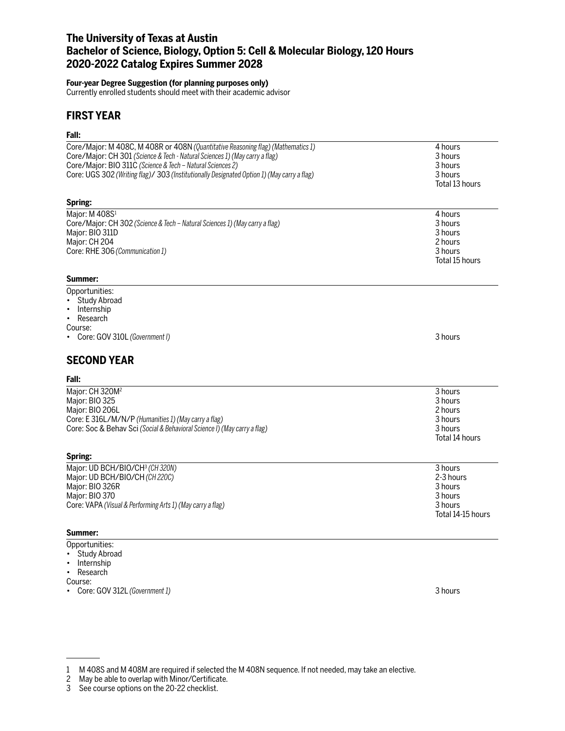# The University of Texas at Austin
# Bachelor of Science, Biology, Option 5: Cell & Molecular Biology, 120 Hours
# 2020-2022 Catalog Expires Summer 2028

**Four-year Degree Suggestion (for planning purposes only)**
Currently enrolled students should meet with their academic advisor

## FIRST YEAR

### Fall:

| Course | Hours |
| --- | --- |
| Core/Major: M 408C, M 408R or 408N *(Quantitative Reasoning flag) (Mathematics 1)* | 4 hours |
| Core/Major: CH 301 *(Science & Tech - Natural Sciences 1) (May carry a flag)* | 3 hours |
| Core/Major: BIO 311C *(Science & Tech – Natural Sciences 2)* | 3 hours |
| Core: UGS 302 *(Writing flag)*/ 303 *(Institutionally Designated Option 1) (May carry a flag)* | 3 hours |
| | Total 13 hours |

### Spring:

| Course | Hours |
| --- | --- |
| Major: M 408S[1] | 4 hours |
| Core/Major: CH 302 *(Science & Tech – Natural Sciences 1) (May carry a flag)* | 3 hours |
| Major: BIO 311D | 3 hours |
| Major: CH 204 | 2 hours |
| Core: RHE 306 *(Communication 1)* | 3 hours |
| | Total 15 hours |

### Summer:

Opportunities:
- Study Abroad
- Internship
- Research

Course:
- Core: GOV 310L *(Government I)* — 3 hours

## SECOND YEAR

### Fall:

| Course | Hours |
| --- | --- |
| Major: CH 320M[2] | 3 hours |
| Major: BIO 325 | 3 hours |
| Major: BIO 206L | 2 hours |
| Core: E 316L/M/N/P *(Humanities 1) (May carry a flag)* | 3 hours |
| Core: Soc & Behav Sci *(Social & Behavioral Science I) (May carry a flag)* | 3 hours |
| | Total 14 hours |

### Spring:

| Course | Hours |
| --- | --- |
| Major: UD BCH/BIO/CH[3] *(CH 320N)* | 3 hours |
| Major: UD BCH/BIO/CH *(CH 220C)* | 2-3 hours |
| Major: BIO 326R | 3 hours |
| Major: BIO 370 | 3 hours |
| Core: VAPA *(Visual & Performing Arts 1) (May carry a flag)* | 3 hours |
| | Total 14-15 hours |

### Summer:

Opportunities:
- Study Abroad
- Internship
- Research

Course:
- Core: GOV 312L *(Government 1)* — 3 hours

---

1 M 408S and M 408M are required if selected the M 408N sequence. If not needed, may take an elective.
2 May be able to overlap with Minor/Certificate.
3 See course options on the 20-22 checklist.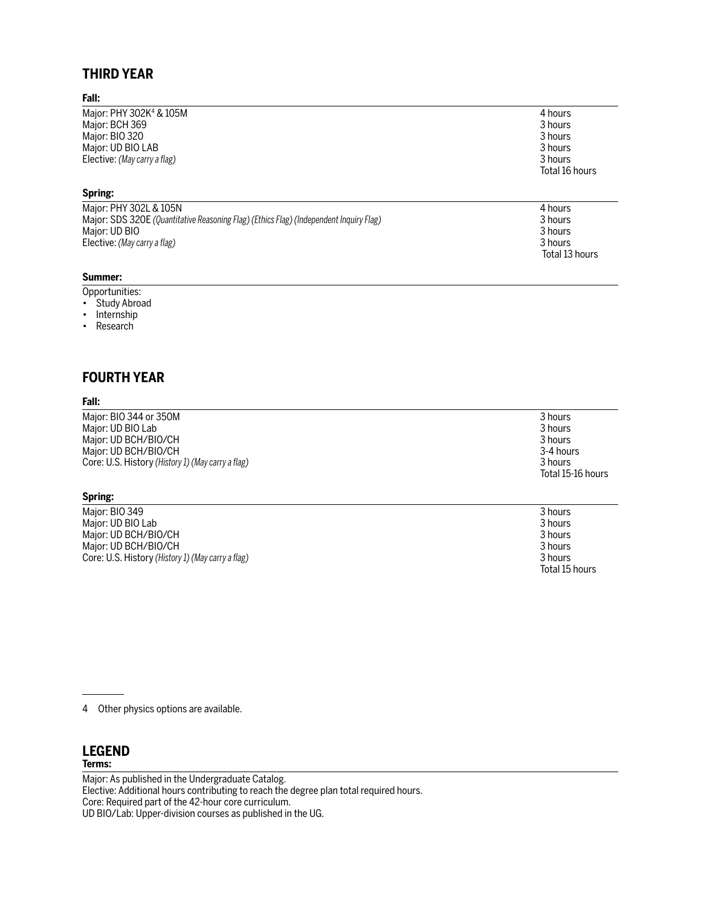## THIRD YEAR

**Fall:**

| | |
|---|---|
| Major: PHY 302K[4] & 105M | 4 hours |
| Major: BCH 369 | 3 hours |
| Major: BIO 320 | 3 hours |
| Major: UD BIO LAB | 3 hours |
| Elective: *(May carry a flag)* | 3 hours |
| | Total 16 hours |

**Spring:**

| | |
|---|---|
| Major: PHY 302L & 105N | 4 hours |
| Major: SDS 320E *(Quantitative Reasoning Flag) (Ethics Flag) (Independent Inquiry Flag)* | 3 hours |
| Major: UD BIO | 3 hours |
| Elective: *(May carry a flag)* | 3 hours |
| | Total 13 hours |

**Summer:**

Opportunities:

- Study Abroad
- Internship
- Research

## FOURTH YEAR

**Fall:**

| | |
|---|---|
| Major: BIO 344 or 350M | 3 hours |
| Major: UD BIO Lab | 3 hours |
| Major: UD BCH/BIO/CH | 3 hours |
| Major: UD BCH/BIO/CH | 3-4 hours |
| Core: U.S. History *(History 1) (May carry a flag)* | 3 hours |
| | Total 15-16 hours |

**Spring:**

| | |
|---|---|
| Major: BIO 349 | 3 hours |
| Major: UD BIO Lab | 3 hours |
| Major: UD BCH/BIO/CH | 3 hours |
| Major: UD BCH/BIO/CH | 3 hours |
| Core: U.S. History *(History 1) (May carry a flag)* | 3 hours |
| | Total 15 hours |

---

4 Other physics options are available.

## LEGEND

**Terms:**

Major: As published in the Undergraduate Catalog.
Elective: Additional hours contributing to reach the degree plan total required hours.
Core: Required part of the 42-hour core curriculum.
UD BIO/Lab: Upper-division courses as published in the UG.